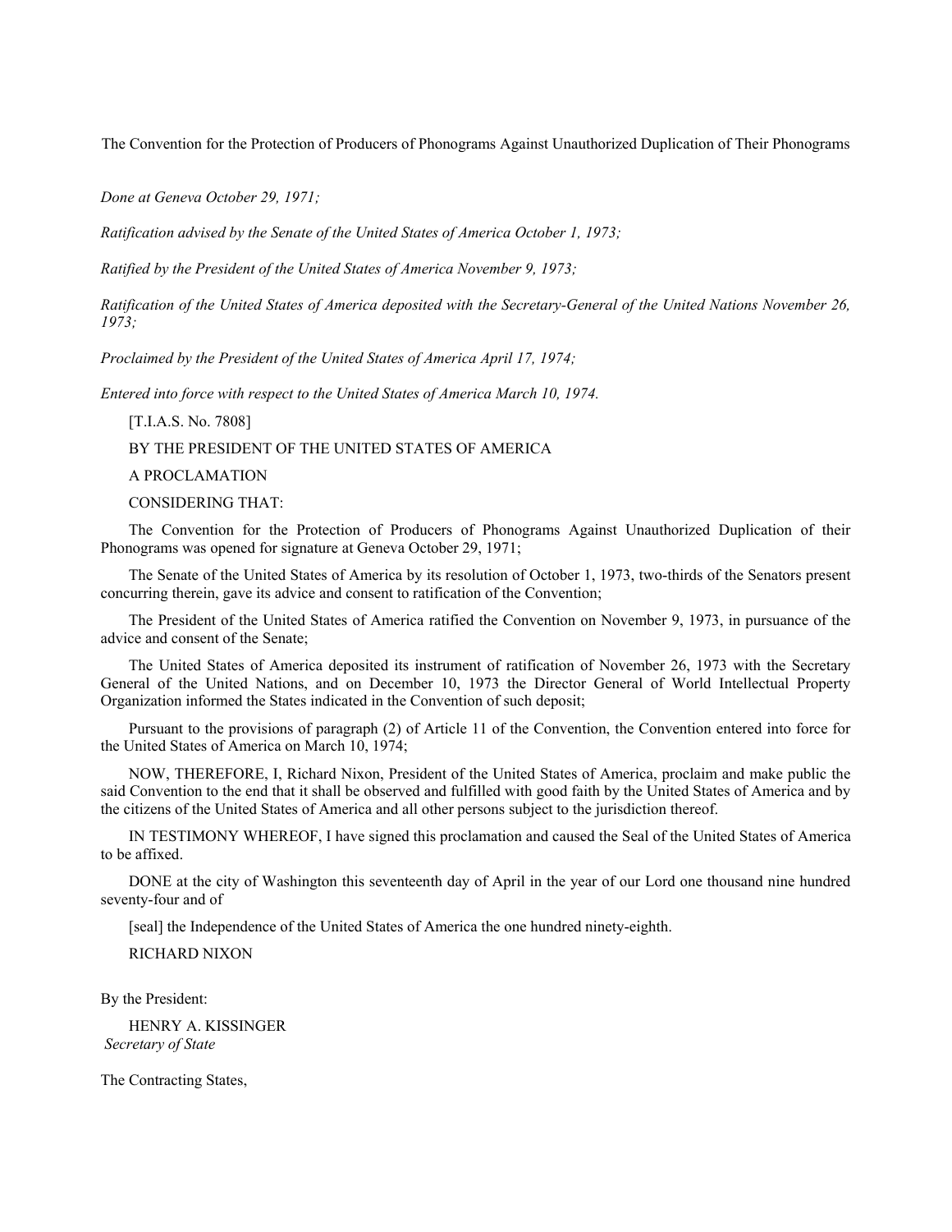# The Convention for the Protection of Producers of Phonograms Against Unauthorized Duplication of Their Phonograms

*Done at Geneva October 29, 1971;*

*Ratification advised by the Senate of the United States of America October 1, 1973;*

*Ratified by the President of the United States of America November 9, 1973;*

*Ratification of the United States of America deposited with the Secretary-General of the United Nations November 26, 1973;*

*Proclaimed by the President of the United States of America April 17, 1974;*

*Entered into force with respect to the United States of America March 10, 1974.*

[T.I.A.S. No. 7808]

BY THE PRESIDENT OF THE UNITED STATES OF AMERICA

A PROCLAMATION

CONSIDERING THAT:

The Convention for the Protection of Producers of Phonograms Against Unauthorized Duplication of their Phonograms was opened for signature at Geneva October 29, 1971;

The Senate of the United States of America by its resolution of October 1, 1973, two-thirds of the Senators present concurring therein, gave its advice and consent to ratification of the Convention;

The President of the United States of America ratified the Convention on November 9, 1973, in pursuance of the advice and consent of the Senate;

The United States of America deposited its instrument of ratification of November 26, 1973 with the Secretary General of the United Nations, and on December 10, 1973 the Director General of World Intellectual Property Organization informed the States indicated in the Convention of such deposit;

Pursuant to the provisions of paragraph (2) of Article 11 of the Convention, the Convention entered into force for the United States of America on March 10, 1974;

NOW, THEREFORE, I, Richard Nixon, President of the United States of America, proclaim and make public the said Convention to the end that it shall be observed and fulfilled with good faith by the United States of America and by the citizens of the United States of America and all other persons subject to the jurisdiction thereof.

IN TESTIMONY WHEREOF, I have signed this proclamation and caused the Seal of the United States of America to be affixed.

DONE at the city of Washington this seventeenth day of April in the year of our Lord one thousand nine hundred seventy-four and of

[seal] the Independence of the United States of America the one hundred ninety-eighth.

RICHARD NIXON

By the President:

HENRY A. KISSINGER
*Secretary of State*

The Contracting States,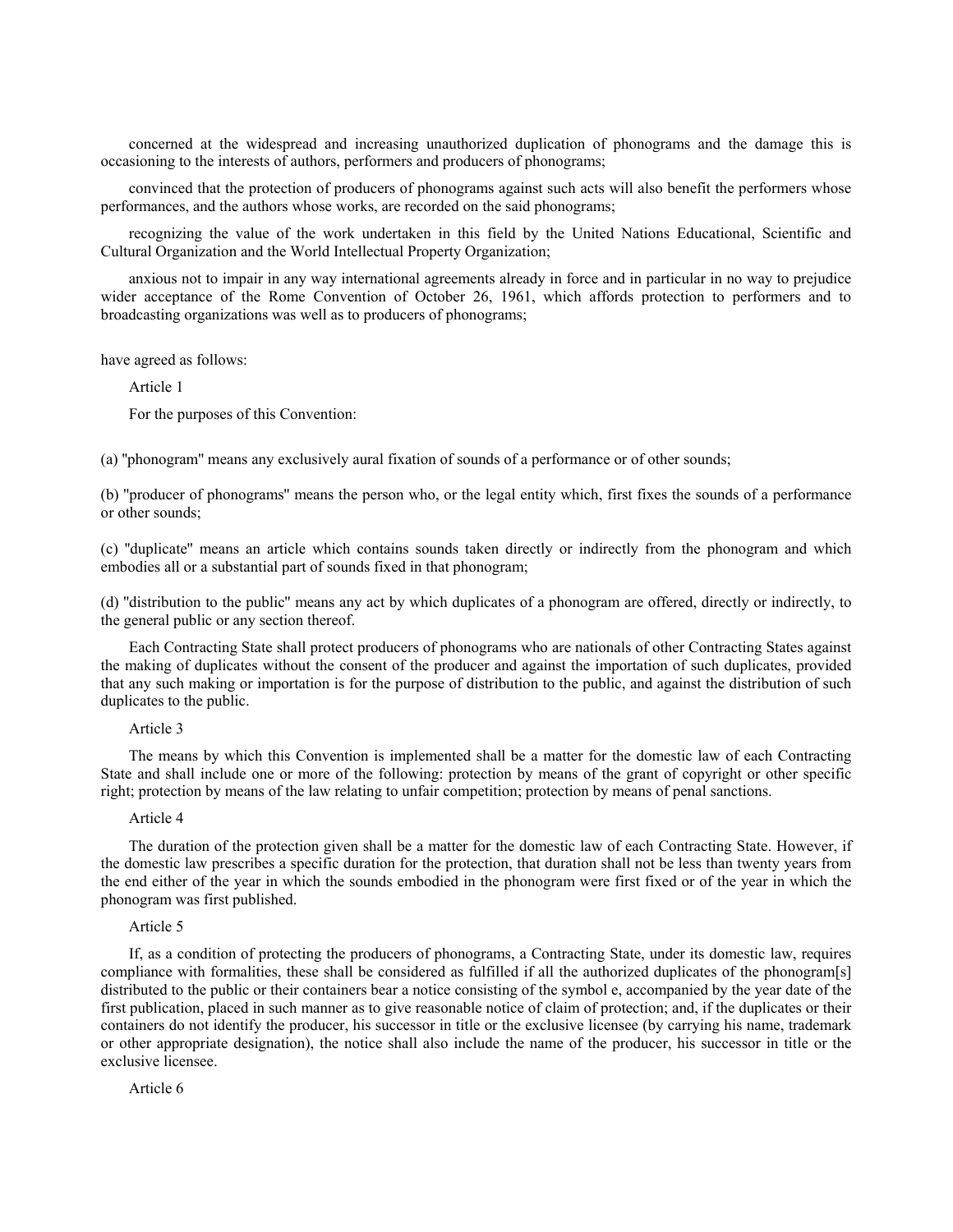concerned at the widespread and increasing unauthorized duplication of phonograms and the damage this is occasioning to the interests of authors, performers and producers of phonograms;

convinced that the protection of producers of phonograms against such acts will also benefit the performers whose performances, and the authors whose works, are recorded on the said phonograms;

recognizing the value of the work undertaken in this field by the United Nations Educational, Scientific and Cultural Organization and the World Intellectual Property Organization;

anxious not to impair in any way international agreements already in force and in particular in no way to prejudice wider acceptance of the Rome Convention of October 26, 1961, which affords protection to performers and to broadcasting organizations was well as to producers of phonograms;

have agreed as follows:

Article 1

For the purposes of this Convention:

(a) "phonogram" means any exclusively aural fixation of sounds of a performance or of other sounds;

(b) "producer of phonograms" means the person who, or the legal entity which, first fixes the sounds of a performance or other sounds;

(c) "duplicate" means an article which contains sounds taken directly or indirectly from the phonogram and which embodies all or a substantial part of sounds fixed in that phonogram;

(d) "distribution to the public" means any act by which duplicates of a phonogram are offered, directly or indirectly, to the general public or any section thereof.

Each Contracting State shall protect producers of phonograms who are nationals of other Contracting States against the making of duplicates without the consent of the producer and against the importation of such duplicates, provided that any such making or importation is for the purpose of distribution to the public, and against the distribution of such duplicates to the public.

Article 3

The means by which this Convention is implemented shall be a matter for the domestic law of each Contracting State and shall include one or more of the following: protection by means of the grant of copyright or other specific right; protection by means of the law relating to unfair competition; protection by means of penal sanctions.

Article 4

The duration of the protection given shall be a matter for the domestic law of each Contracting State. However, if the domestic law prescribes a specific duration for the protection, that duration shall not be less than twenty years from the end either of the year in which the sounds embodied in the phonogram were first fixed or of the year in which the phonogram was first published.

Article 5

If, as a condition of protecting the producers of phonograms, a Contracting State, under its domestic law, requires compliance with formalities, these shall be considered as fulfilled if all the authorized duplicates of the phonogram[s] distributed to the public or their containers bear a notice consisting of the symbol e, accompanied by the year date of the first publication, placed in such manner as to give reasonable notice of claim of protection; and, if the duplicates or their containers do not identify the producer, his successor in title or the exclusive licensee (by carrying his name, trademark or other appropriate designation), the notice shall also include the name of the producer, his successor in title or the exclusive licensee.

Article 6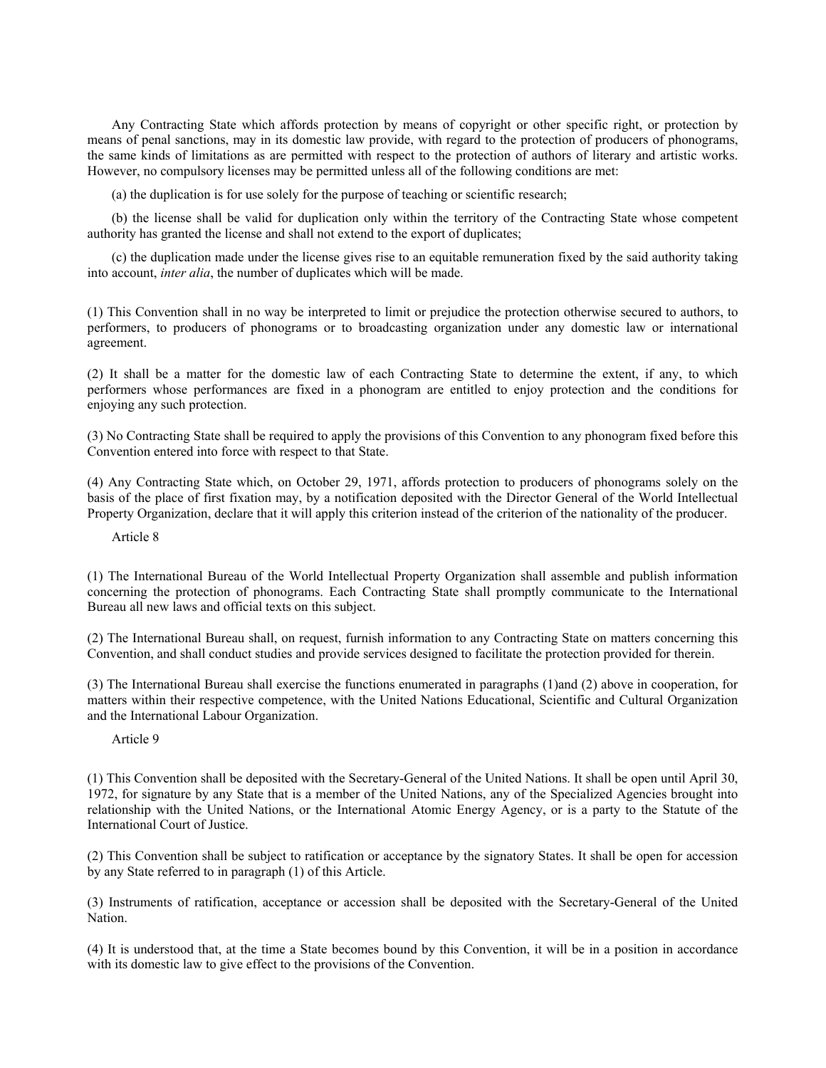Any Contracting State which affords protection by means of copyright or other specific right, or protection by means of penal sanctions, may in its domestic law provide, with regard to the protection of producers of phonograms, the same kinds of limitations as are permitted with respect to the protection of authors of literary and artistic works. However, no compulsory licenses may be permitted unless all of the following conditions are met:

(a) the duplication is for use solely for the purpose of teaching or scientific research;

(b) the license shall be valid for duplication only within the territory of the Contracting State whose competent authority has granted the license and shall not extend to the export of duplicates;

(c) the duplication made under the license gives rise to an equitable remuneration fixed by the said authority taking into account, *inter alia*, the number of duplicates which will be made.

(1) This Convention shall in no way be interpreted to limit or prejudice the protection otherwise secured to authors, to performers, to producers of phonograms or to broadcasting organization under any domestic law or international agreement.

(2) It shall be a matter for the domestic law of each Contracting State to determine the extent, if any, to which performers whose performances are fixed in a phonogram are entitled to enjoy protection and the conditions for enjoying any such protection.

(3) No Contracting State shall be required to apply the provisions of this Convention to any phonogram fixed before this Convention entered into force with respect to that State.

(4) Any Contracting State which, on October 29, 1971, affords protection to producers of phonograms solely on the basis of the place of first fixation may, by a notification deposited with the Director General of the World Intellectual Property Organization, declare that it will apply this criterion instead of the criterion of the nationality of the producer.

Article 8

(1) The International Bureau of the World Intellectual Property Organization shall assemble and publish information concerning the protection of phonograms. Each Contracting State shall promptly communicate to the International Bureau all new laws and official texts on this subject.

(2) The International Bureau shall, on request, furnish information to any Contracting State on matters concerning this Convention, and shall conduct studies and provide services designed to facilitate the protection provided for therein.

(3) The International Bureau shall exercise the functions enumerated in paragraphs (1)and (2) above in cooperation, for matters within their respective competence, with the United Nations Educational, Scientific and Cultural Organization and the International Labour Organization.

Article 9

(1) This Convention shall be deposited with the Secretary-General of the United Nations. It shall be open until April 30, 1972, for signature by any State that is a member of the United Nations, any of the Specialized Agencies brought into relationship with the United Nations, or the International Atomic Energy Agency, or is a party to the Statute of the International Court of Justice.

(2) This Convention shall be subject to ratification or acceptance by the signatory States. It shall be open for accession by any State referred to in paragraph (1) of this Article.

(3) Instruments of ratification, acceptance or accession shall be deposited with the Secretary-General of the United Nation.

(4) It is understood that, at the time a State becomes bound by this Convention, it will be in a position in accordance with its domestic law to give effect to the provisions of the Convention.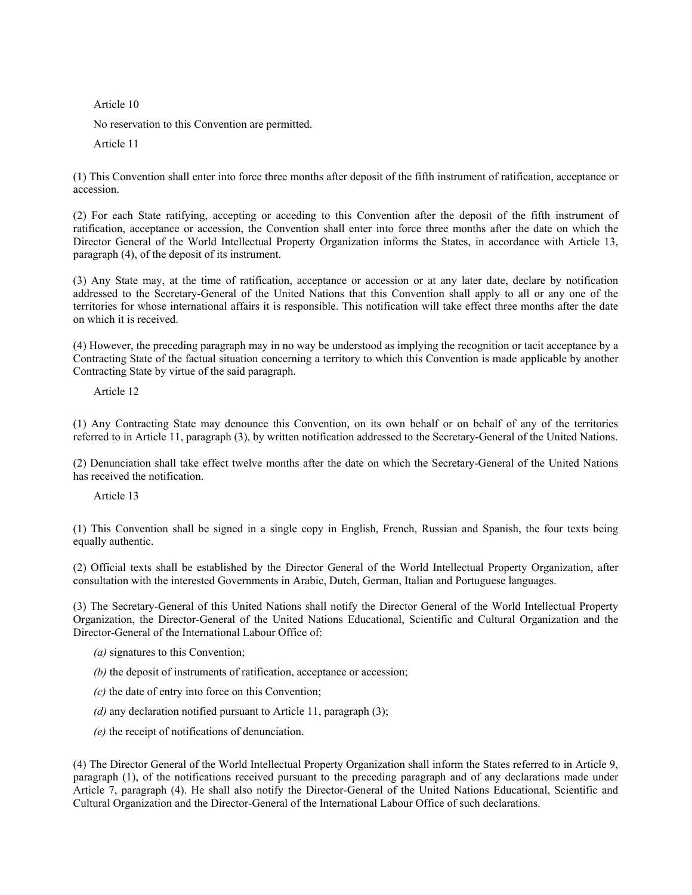Article 10

No reservation to this Convention are permitted.

Article 11

(1) This Convention shall enter into force three months after deposit of the fifth instrument of ratification, acceptance or accession.

(2) For each State ratifying, accepting or acceding to this Convention after the deposit of the fifth instrument of ratification, acceptance or accession, the Convention shall enter into force three months after the date on which the Director General of the World Intellectual Property Organization informs the States, in accordance with Article 13, paragraph (4), of the deposit of its instrument.

(3) Any State may, at the time of ratification, acceptance or accession or at any later date, declare by notification addressed to the Secretary-General of the United Nations that this Convention shall apply to all or any one of the territories for whose international affairs it is responsible. This notification will take effect three months after the date on which it is received.

(4) However, the preceding paragraph may in no way be understood as implying the recognition or tacit acceptance by a Contracting State of the factual situation concerning a territory to which this Convention is made applicable by another Contracting State by virtue of the said paragraph.

Article 12

(1) Any Contracting State may denounce this Convention, on its own behalf or on behalf of any of the territories referred to in Article 11, paragraph (3), by written notification addressed to the Secretary-General of the United Nations.

(2) Denunciation shall take effect twelve months after the date on which the Secretary-General of the United Nations has received the notification.

Article 13

(1) This Convention shall be signed in a single copy in English, French, Russian and Spanish, the four texts being equally authentic.

(2) Official texts shall be established by the Director General of the World Intellectual Property Organization, after consultation with the interested Governments in Arabic, Dutch, German, Italian and Portuguese languages.

(3) The Secretary-General of this United Nations shall notify the Director General of the World Intellectual Property Organization, the Director-General of the United Nations Educational, Scientific and Cultural Organization and the Director-General of the International Labour Office of:

*(a)* signatures to this Convention;

*(b)* the deposit of instruments of ratification, acceptance or accession;

*(c)* the date of entry into force on this Convention;

*(d)* any declaration notified pursuant to Article 11, paragraph (3);

*(e)* the receipt of notifications of denunciation.

(4) The Director General of the World Intellectual Property Organization shall inform the States referred to in Article 9, paragraph (1), of the notifications received pursuant to the preceding paragraph and of any declarations made under Article 7, paragraph (4). He shall also notify the Director-General of the United Nations Educational, Scientific and Cultural Organization and the Director-General of the International Labour Office of such declarations.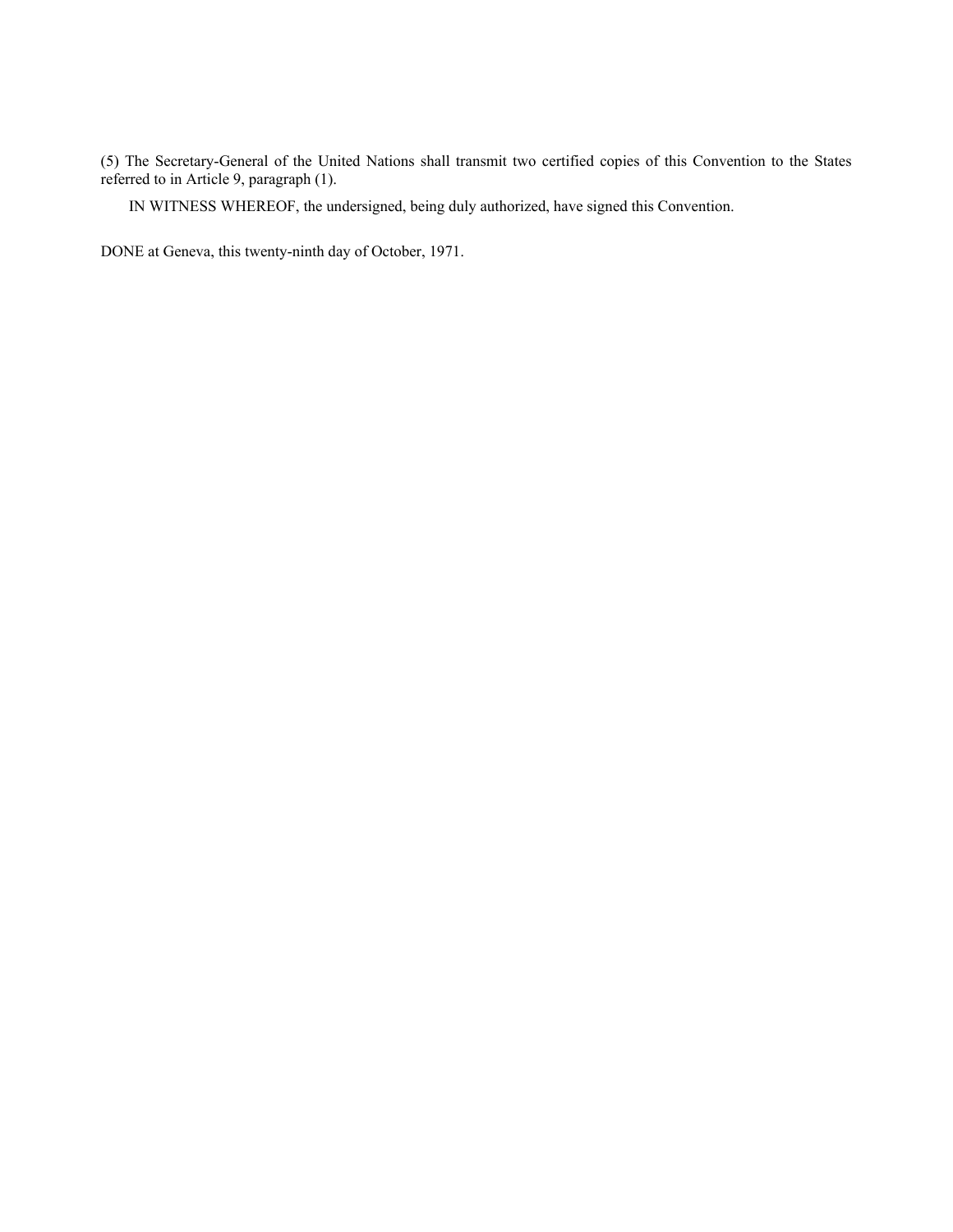(5) The Secretary-General of the United Nations shall transmit two certified copies of this Convention to the States referred to in Article 9, paragraph (1).

IN WITNESS WHEREOF, the undersigned, being duly authorized, have signed this Convention.

DONE at Geneva, this twenty-ninth day of October, 1971.